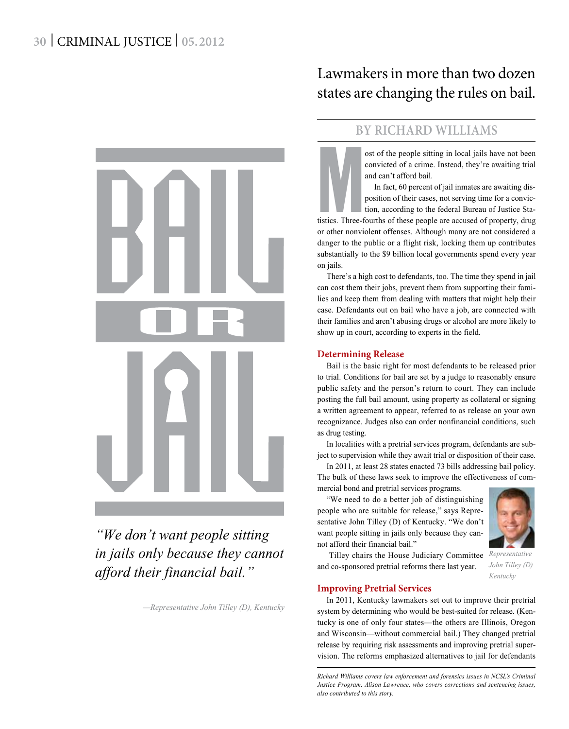# BAIL OR JAIL

*"We don't want people sitting in jails only because they cannot afford their financial bail."*

*—Representative John Tilley (D), Kentucky*

## Lawmakers in more than two dozen states are changing the rules on bail.

### BY RICHARD WILLIAMS

Most of the people sitting in local jails have not been convicted of a crime. Instead, they're awaiting trial and can't afford bail.

In fact, 60 percent of jail inmates are awaiting disposition of their cases, not serving time for a conviction, according to the federal Bureau of Justice Statistics. Three-fourths of these people are accused of property, drug or other nonviolent offenses. Although many are not considered a danger to the public or a flight risk, locking them up contributes substantially to the $9 billion local governments spend every year on jails.

There's a high cost to defendants, too. The time they spend in jail can cost them their jobs, prevent them from supporting their families and keep them from dealing with matters that might help their case. Defendants out on bail who have a job, are connected with their families and aren't abusing drugs or alcohol are more likely to show up in court, according to experts in the field.

### Determining Release

Bail is the basic right for most defendants to be released prior to trial. Conditions for bail are set by a judge to reasonably ensure public safety and the person's return to court. They can include posting the full bail amount, using property as collateral or signing a written agreement to appear, referred to as release on your own recognizance. Judges also can order nonfinancial conditions, such as drug testing.

In localities with a pretrial services program, defendants are subject to supervision while they await trial or disposition of their case.

In 2011, at least 28 states enacted 73 bills addressing bail policy. The bulk of these laws seek to improve the effectiveness of commercial bond and pretrial services programs.

"We need to do a better job of distinguishing people who are suitable for release," says Representative John Tilley (D) of Kentucky. "We don't want people sitting in jails only because they cannot afford their financial bail."

*Representative John Tilley (D) Kentucky*

Tilley chairs the House Judiciary Committee and co-sponsored pretrial reforms there last year.

### Improving Pretrial Services

In 2011, Kentucky lawmakers set out to improve their pretrial system by determining who would be best-suited for release. (Kentucky is one of only four states—the others are Illinois, Oregon and Wisconsin—without commercial bail.) They changed pretrial release by requiring risk assessments and improving pretrial supervision. The reforms emphasized alternatives to jail for defendants

*Richard Williams covers law enforcement and forensics issues in NCSL's Criminal Justice Program. Alison Lawrence, who covers corrections and sentencing issues, also contributed to this story.*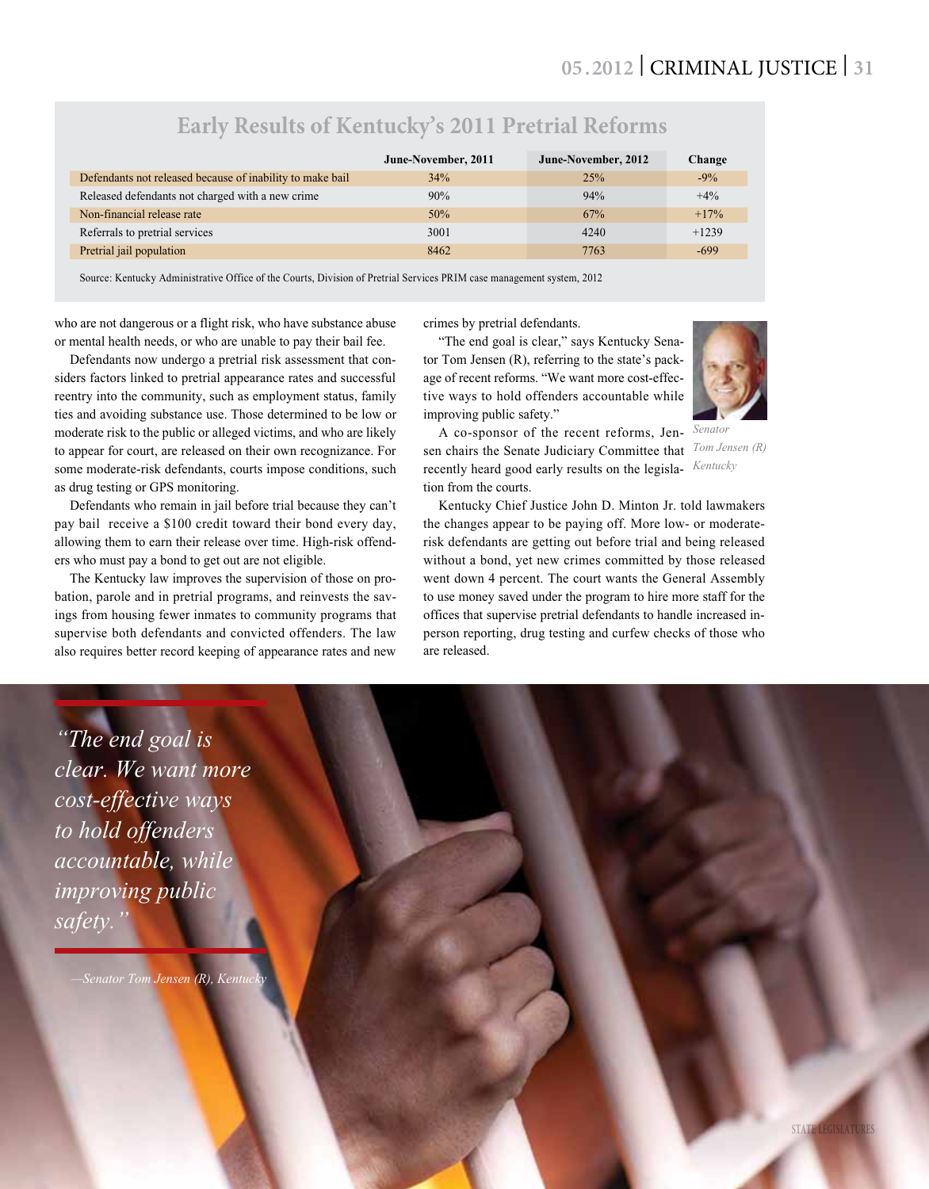## Early Results of Kentucky's 2011 Pretrial Reforms

| | June-November, 2011 | June-November, 2012 | Change |
|---|---|---|---|
| Defendants not released because of inability to make bail | 34% | 25% | -9% |
| Released defendants not charged with a new crime | 90% | 94% | +4% |
| Non-financial release rate | 50% | 67% | +17% |
| Referrals to pretrial services | 3001 | 4240 | +1239 |
| Pretrial jail population | 8462 | 7763 | -699 |

Source: Kentucky Administrative Office of the Courts, Division of Pretrial Services PRIM case management system, 2012

who are not dangerous or a flight risk, who have substance abuse or mental health needs, or who are unable to pay their bail fee.

Defendants now undergo a pretrial risk assessment that considers factors linked to pretrial appearance rates and successful reentry into the community, such as employment status, family ties and avoiding substance use. Those determined to be low or moderate risk to the public or alleged victims, and who are likely to appear for court, are released on their own recognizance. For some moderate-risk defendants, courts impose conditions, such as drug testing or GPS monitoring.

Defendants who remain in jail before trial because they can't pay bail receive a $100 credit toward their bond every day, allowing them to earn their release over time. High-risk offenders who must pay a bond to get out are not eligible.

The Kentucky law improves the supervision of those on probation, parole and in pretrial programs, and reinvests the savings from housing fewer inmates to community programs that supervise both defendants and convicted offenders. The law also requires better record keeping of appearance rates and new crimes by pretrial defendants.

"The end goal is clear," says Kentucky Senator Tom Jensen (R), referring to the state's package of recent reforms. "We want more cost-effective ways to hold offenders accountable while improving public safety."

*Senator Tom Jensen (R) Kentucky*

A co-sponsor of the recent reforms, Jensen chairs the Senate Judiciary Committee that recently heard good early results on the legislation from the courts.

Kentucky Chief Justice John D. Minton Jr. told lawmakers the changes appear to be paying off. More low- or moderate-risk defendants are getting out before trial and being released without a bond, yet new crimes committed by those released went down 4 percent. The court wants the General Assembly to use money saved under the program to hire more staff for the offices that supervise pretrial defendants to handle increased in-person reporting, drug testing and curfew checks of those who are released.

*"The end goal is clear. We want more cost-effective ways to hold offenders accountable, while improving public safety."*

*—Senator Tom Jensen (R), Kentucky*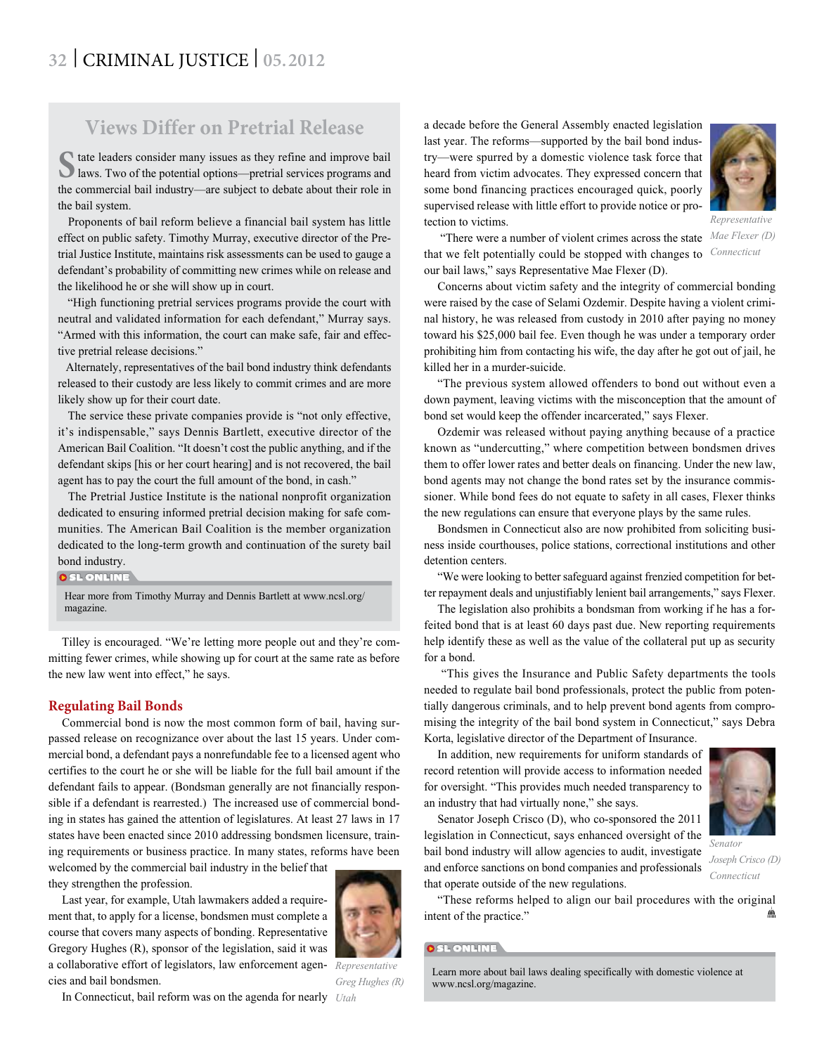## Views Differ on Pretrial Release

State leaders consider many issues as they refine and improve bail laws. Two of the potential options—pretrial services programs and the commercial bail industry—are subject to debate about their role in the bail system.

Proponents of bail reform believe a financial bail system has little effect on public safety. Timothy Murray, executive director of the Pretrial Justice Institute, maintains risk assessments can be used to gauge a defendant's probability of committing new crimes while on release and the likelihood he or she will show up in court.

"High functioning pretrial services programs provide the court with neutral and validated information for each defendant," Murray says. "Armed with this information, the court can make safe, fair and effective pretrial release decisions."

Alternately, representatives of the bail bond industry think defendants released to their custody are less likely to commit crimes and are more likely show up for their court date.

The service these private companies provide is "not only effective, it's indispensable," says Dennis Bartlett, executive director of the American Bail Coalition. "It doesn't cost the public anything, and if the defendant skips [his or her court hearing] and is not recovered, the bail agent has to pay the court the full amount of the bond, in cash."

The Pretrial Justice Institute is the national nonprofit organization dedicated to ensuring informed pretrial decision making for safe communities. The American Bail Coalition is the member organization dedicated to the long-term growth and continuation of the surety bail bond industry.

**SL ONLINE**

Hear more from Timothy Murray and Dennis Bartlett at www.ncsl.org/magazine.

---

Tilley is encouraged. "We're letting more people out and they're committing fewer crimes, while showing up for court at the same rate as before the new law went into effect," he says.

### Regulating Bail Bonds

Commercial bond is now the most common form of bail, having surpassed release on recognizance over about the last 15 years. Under commercial bond, a defendant pays a nonrefundable fee to a licensed agent who certifies to the court he or she will be liable for the full bail amount if the defendant fails to appear. (Bondsman generally are not financially responsible if a defendant is rearrested.) The increased use of commercial bonding in states has gained the attention of legislatures. At least 27 laws in 17 states have been enacted since 2010 addressing bondsmen licensure, training requirements or business practice. In many states, reforms have been welcomed by the commercial bail industry in the belief that they strengthen the profession.

Last year, for example, Utah lawmakers added a requirement that, to apply for a license, bondsmen must complete a course that covers many aspects of bonding. Representative Gregory Hughes (R), sponsor of the legislation, said it was a collaborative effort of legislators, law enforcement agencies and bail bondsmen.

*Representative Greg Hughes (R) Utah*

In Connecticut, bail reform was on the agenda for nearly a decade before the General Assembly enacted legislation last year. The reforms—supported by the bail bond industry—were spurred by a domestic violence task force that heard from victim advocates. They expressed concern that some bond financing practices encouraged quick, poorly supervised release with little effort to provide notice or protection to victims.

*Representative Mae Flexer (D) Connecticut*

"There were a number of violent crimes across the state that we felt potentially could be stopped with changes to our bail laws," says Representative Mae Flexer (D).

Concerns about victim safety and the integrity of commercial bonding were raised by the case of Selami Ozdemir. Despite having a violent criminal history, he was released from custody in 2010 after paying no money toward his $25,000 bail fee. Even though he was under a temporary order prohibiting him from contacting his wife, the day after he got out of jail, he killed her in a murder-suicide.

"The previous system allowed offenders to bond out without even a down payment, leaving victims with the misconception that the amount of bond set would keep the offender incarcerated," says Flexer.

Ozdemir was released without paying anything because of a practice known as "undercutting," where competition between bondsmen drives them to offer lower rates and better deals on financing. Under the new law, bond agents may not change the bond rates set by the insurance commissioner. While bond fees do not equate to safety in all cases, Flexer thinks the new regulations can ensure that everyone plays by the same rules.

Bondsmen in Connecticut also are now prohibited from soliciting business inside courthouses, police stations, correctional institutions and other detention centers.

"We were looking to better safeguard against frenzied competition for better repayment deals and unjustifiably lenient bail arrangements," says Flexer.

The legislation also prohibits a bondsman from working if he has a forfeited bond that is at least 60 days past due. New reporting requirements help identify these as well as the value of the collateral put up as security for a bond.

"This gives the Insurance and Public Safety departments the tools needed to regulate bail bond professionals, protect the public from potentially dangerous criminals, and to help prevent bond agents from compromising the integrity of the bail bond system in Connecticut," says Debra Korta, legislative director of the Department of Insurance.

In addition, new requirements for uniform standards of record retention will provide access to information needed for oversight. "This provides much needed transparency to an industry that had virtually none," she says.

*Senator Joseph Crisco (D) Connecticut*

Senator Joseph Crisco (D), who co-sponsored the 2011 legislation in Connecticut, says enhanced oversight of the bail bond industry will allow agencies to audit, investigate and enforce sanctions on bond companies and professionals that operate outside of the new regulations.

"These reforms helped to align our bail procedures with the original intent of the practice."

**SL ONLINE**

Learn more about bail laws dealing specifically with domestic violence at www.ncsl.org/magazine.